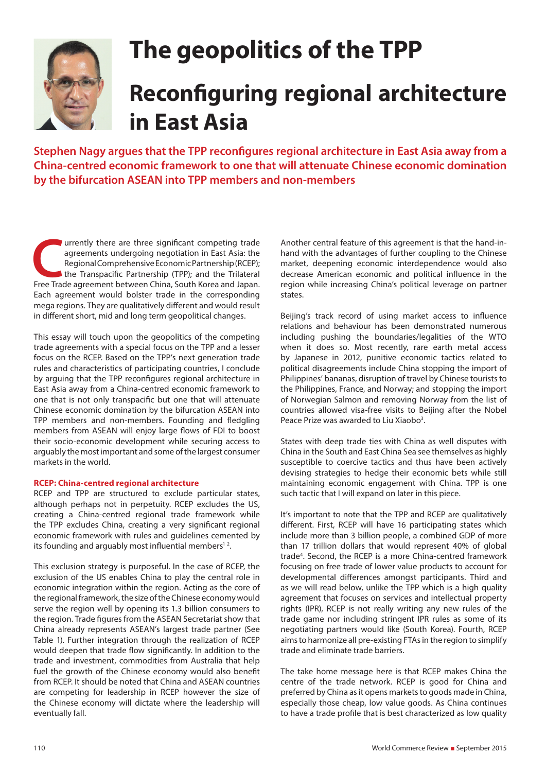# The geopolitics of the TPP

# Reconfiguring regional architecture in East Asia

**Stephen Nagy argues that the TPP reconfigures regional architecture in East Asia away from a China-centred economic framework to one that will attenuate Chinese economic domination by the bifurcation ASEAN into TPP members and non-members**

Currently there are three significant competing trade agreements undergoing negotiation in East Asia: the Regional Comprehensive Economic Partnership (RCEP); the Transpacific Partnership (TPP); and the Trilateral Free Trade agreement between China, South Korea and Japan. Each agreement would bolster trade in the corresponding mega regions. They are qualitatively different and would result in different short, mid and long term geopolitical changes.

This essay will touch upon the geopolitics of the competing trade agreements with a special focus on the TPP and a lesser focus on the RCEP. Based on the TPP's next generation trade rules and characteristics of participating countries, I conclude by arguing that the TPP reconfigures regional architecture in East Asia away from a China-centred economic framework to one that is not only transpacific but one that will attenuate Chinese economic domination by the bifurcation ASEAN into TPP members and non-members. Founding and fledgling members from ASEAN will enjoy large flows of FDI to boost their socio-economic development while securing access to arguably the most important and some of the largest consumer markets in the world.

### RCEP: China-centred regional architecture

RCEP and TPP are structured to exclude particular states, although perhaps not in perpetuity. RCEP excludes the US, creating a China-centred regional trade framework while the TPP excludes China, creating a very significant regional economic framework with rules and guidelines cemented by its founding and arguably most influential members[1 2].

This exclusion strategy is purposeful. In the case of RCEP, the exclusion of the US enables China to play the central role in economic integration within the region. Acting as the core of the regional framework, the size of the Chinese economy would serve the region well by opening its 1.3 billion consumers to the region. Trade figures from the ASEAN Secretariat show that China already represents ASEAN's largest trade partner (See Table 1). Further integration through the realization of RCEP would deepen that trade flow significantly. In addition to the trade and investment, commodities from Australia that help fuel the growth of the Chinese economy would also benefit from RCEP. It should be noted that China and ASEAN countries are competing for leadership in RCEP however the size of the Chinese economy will dictate where the leadership will eventually fall.

Another central feature of this agreement is that the hand-in-hand with the advantages of further coupling to the Chinese market, deepening economic interdependence would also decrease American economic and political influence in the region while increasing China's political leverage on partner states.

Beijing's track record of using market access to influence relations and behaviour has been demonstrated numerous including pushing the boundaries/legalities of the WTO when it does so. Most recently, rare earth metal access by Japanese in 2012, punitive economic tactics related to political disagreements include China stopping the import of Philippines' bananas, disruption of travel by Chinese tourists to the Philippines, France, and Norway; and stopping the import of Norwegian Salmon and removing Norway from the list of countries allowed visa-free visits to Beijing after the Nobel Peace Prize was awarded to Liu Xiaobo[3].

States with deep trade ties with China as well disputes with China in the South and East China Sea see themselves as highly susceptible to coercive tactics and thus have been actively devising strategies to hedge their economic bets while still maintaining economic engagement with China. TPP is one such tactic that I will expand on later in this piece.

It's important to note that the TPP and RCEP are qualitatively different. First, RCEP will have 16 participating states which include more than 3 billion people, a combined GDP of more than 17 trillion dollars that would represent 40% of global trade[4]. Second, the RCEP is a more China-centred framework focusing on free trade of lower value products to account for developmental differences amongst participants. Third and as we will read below, unlike the TPP which is a high quality agreement that focuses on services and intellectual property rights (IPR), RCEP is not really writing any new rules of the trade game nor including stringent IPR rules as some of its negotiating partners would like (South Korea). Fourth, RCEP aims to harmonize all pre-existing FTAs in the region to simplify trade and eliminate trade barriers.

The take home message here is that RCEP makes China the centre of the trade network. RCEP is good for China and preferred by China as it opens markets to goods made in China, especially those cheap, low value goods. As China continues to have a trade profile that is best characterized as low quality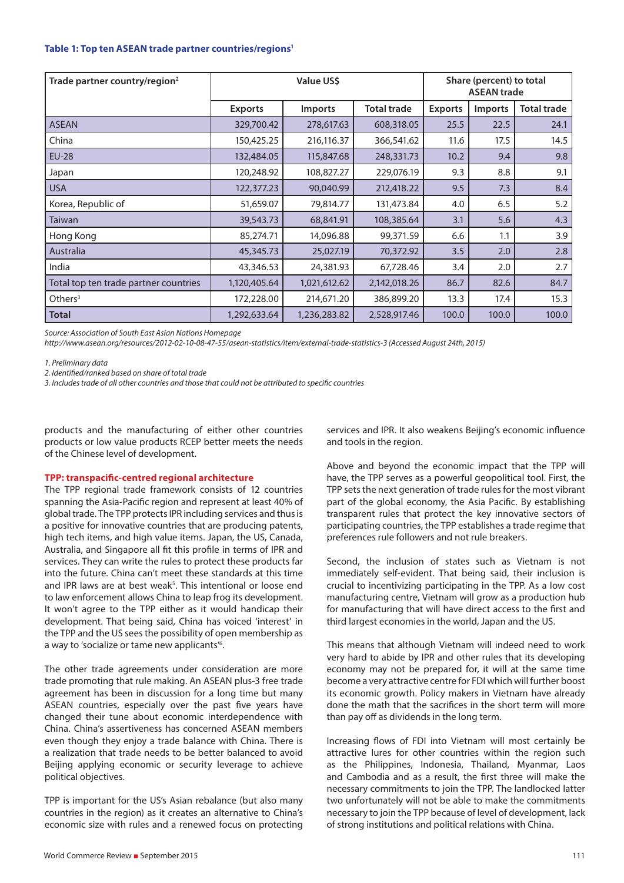**Table 1: Top ten ASEAN trade partner countries/regions[1]**

| Trade partner country/region[2] | Value US$ | | | Share (percent) to total ASEAN trade | | |
|---|---|---|---|---|---|---|
| | Exports | Imports | Total trade | Exports | Imports | Total trade |
| ASEAN | 329,700.42 | 278,617.63 | 608,318.05 | 25.5 | 22.5 | 24.1 |
| China | 150,425.25 | 216,116.37 | 366,541.62 | 11.6 | 17.5 | 14.5 |
| EU-28 | 132,484.05 | 115,847.68 | 248,331.73 | 10.2 | 9.4 | 9.8 |
| Japan | 120,248.92 | 108,827.27 | 229,076.19 | 9.3 | 8.8 | 9.1 |
| USA | 122,377.23 | 90,040.99 | 212,418.22 | 9.5 | 7.3 | 8.4 |
| Korea, Republic of | 51,659.07 | 79,814.77 | 131,473.84 | 4.0 | 6.5 | 5.2 |
| Taiwan | 39,543.73 | 68,841.91 | 108,385.64 | 3.1 | 5.6 | 4.3 |
| Hong Kong | 85,274.71 | 14,096.88 | 99,371.59 | 6.6 | 1.1 | 3.9 |
| Australia | 45,345.73 | 25,027.19 | 70,372.92 | 3.5 | 2.0 | 2.8 |
| India | 43,346.53 | 24,381.93 | 67,728.46 | 3.4 | 2.0 | 2.7 |
| Total top ten trade partner countries | 1,120,405.64 | 1,021,612.62 | 2,142,018.26 | 86.7 | 82.6 | 84.7 |
| Others[3] | 172,228.00 | 214,671.20 | 386,899.20 | 13.3 | 17.4 | 15.3 |
| **Total** | 1,292,633.64 | 1,236,283.82 | 2,528,917.46 | 100.0 | 100.0 | 100.0 |

*Source: Association of South East Asian Nations Homepage*
*http://www.asean.org/resources/2012-02-10-08-47-55/asean-statistics/item/external-trade-statistics-3 (Accessed August 24th, 2015)*

*1. Preliminary data*
*2. Identified/ranked based on share of total trade*
*3. Includes trade of all other countries and those that could not be attributed to specific countries*

products and the manufacturing of either other countries products or low value products RCEP better meets the needs of the Chinese level of development.

## TPP: transpacific-centred regional architecture

The TPP regional trade framework consists of 12 countries spanning the Asia-Pacific region and represent at least 40% of global trade. The TPP protects IPR including services and thus is a positive for innovative countries that are producing patents, high tech items, and high value items. Japan, the US, Canada, Australia, and Singapore all fit this profile in terms of IPR and services. They can write the rules to protect these products far into the future. China can't meet these standards at this time and IPR laws are at best weak[5]. This intentional or loose end to law enforcement allows China to leap frog its development. It won't agree to the TPP either as it would handicap their development. That being said, China has voiced 'interest' in the TPP and the US sees the possibility of open membership as a way to 'socialize or tame new applicants'[6].

The other trade agreements under consideration are more trade promoting that rule making. An ASEAN plus-3 free trade agreement has been in discussion for a long time but many ASEAN countries, especially over the past five years have changed their tune about economic interdependence with China. China's assertiveness has concerned ASEAN members even though they enjoy a trade balance with China. There is a realization that trade needs to be better balanced to avoid Beijing applying economic or security leverage to achieve political objectives.

TPP is important for the US's Asian rebalance (but also many countries in the region) as it creates an alternative to China's economic size with rules and a renewed focus on protecting services and IPR. It also weakens Beijing's economic influence and tools in the region.

Above and beyond the economic impact that the TPP will have, the TPP serves as a powerful geopolitical tool. First, the TPP sets the next generation of trade rules for the most vibrant part of the global economy, the Asia Pacific. By establishing transparent rules that protect the key innovative sectors of participating countries, the TPP establishes a trade regime that preferences rule followers and not rule breakers.

Second, the inclusion of states such as Vietnam is not immediately self-evident. That being said, their inclusion is crucial to incentivizing participating in the TPP. As a low cost manufacturing centre, Vietnam will grow as a production hub for manufacturing that will have direct access to the first and third largest economies in the world, Japan and the US.

This means that although Vietnam will indeed need to work very hard to abide by IPR and other rules that its developing economy may not be prepared for, it will at the same time become a very attractive centre for FDI which will further boost its economic growth. Policy makers in Vietnam have already done the math that the sacrifices in the short term will more than pay off as dividends in the long term.

Increasing flows of FDI into Vietnam will most certainly be attractive lures for other countries within the region such as the Philippines, Indonesia, Thailand, Myanmar, Laos and Cambodia and as a result, the first three will make the necessary commitments to join the TPP. The landlocked latter two unfortunately will not be able to make the commitments necessary to join the TPP because of level of development, lack of strong institutions and political relations with China.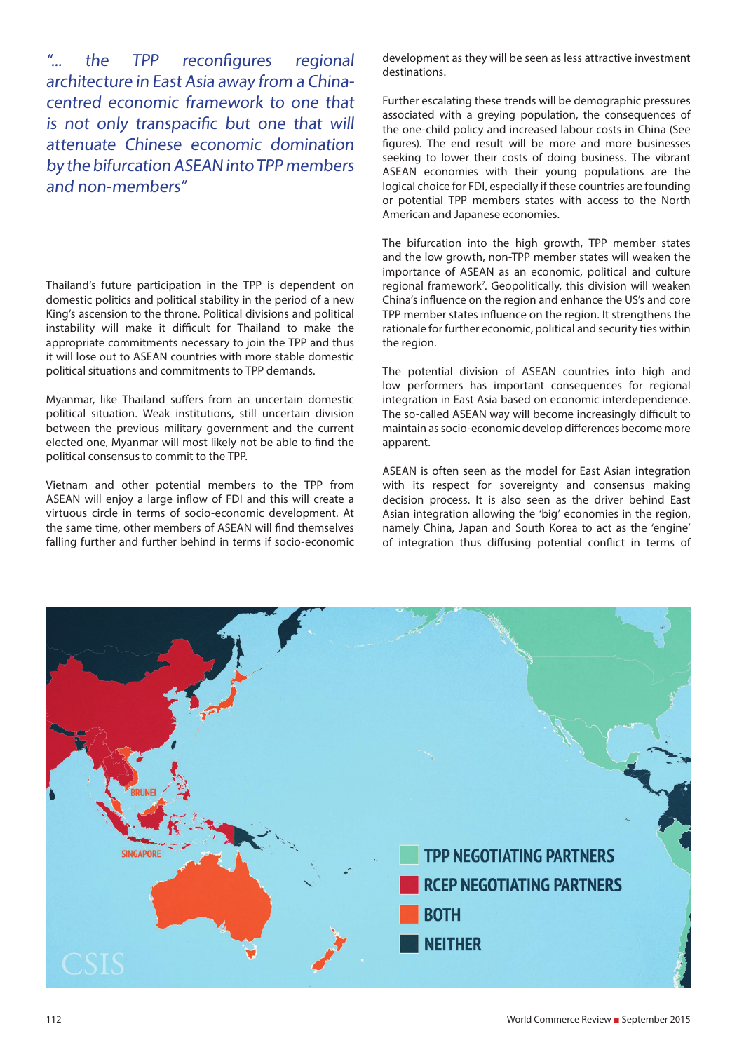*"... the TPP reconfigures regional architecture in East Asia away from a China-centred economic framework to one that is not only transpacific but one that will attenuate Chinese economic domination by the bifurcation ASEAN into TPP members and non-members"*

Thailand's future participation in the TPP is dependent on domestic politics and political stability in the period of a new King's ascension to the throne. Political divisions and political instability will make it difficult for Thailand to make the appropriate commitments necessary to join the TPP and thus it will lose out to ASEAN countries with more stable domestic political situations and commitments to TPP demands.

Myanmar, like Thailand suffers from an uncertain domestic political situation. Weak institutions, still uncertain division between the previous military government and the current elected one, Myanmar will most likely not be able to find the political consensus to commit to the TPP.

Vietnam and other potential members to the TPP from ASEAN will enjoy a large inflow of FDI and this will create a virtuous circle in terms of socio-economic development. At the same time, other members of ASEAN will find themselves falling further and further behind in terms if socio-economic development as they will be seen as less attractive investment destinations.

Further escalating these trends will be demographic pressures associated with a greying population, the consequences of the one-child policy and increased labour costs in China (See figures). The end result will be more and more businesses seeking to lower their costs of doing business. The vibrant ASEAN economies with their young populations are the logical choice for FDI, especially if these countries are founding or potential TPP members states with access to the North American and Japanese economies.

The bifurcation into the high growth, TPP member states and the low growth, non-TPP member states will weaken the importance of ASEAN as an economic, political and culture regional framework[7]. Geopolitically, this division will weaken China's influence on the region and enhance the US's and core TPP member states influence on the region. It strengthens the rationale for further economic, political and security ties within the region.

The potential division of ASEAN countries into high and low performers has important consequences for regional integration in East Asia based on economic interdependence. The so-called ASEAN way will become increasingly difficult to maintain as socio-economic develop differences become more apparent.

ASEAN is often seen as the model for East Asian integration with its respect for sovereignty and consensus making decision process. It is also seen as the driver behind East Asian integration allowing the 'big' economies in the region, namely China, Japan and South Korea to act as the 'engine' of integration thus diffusing potential conflict in terms of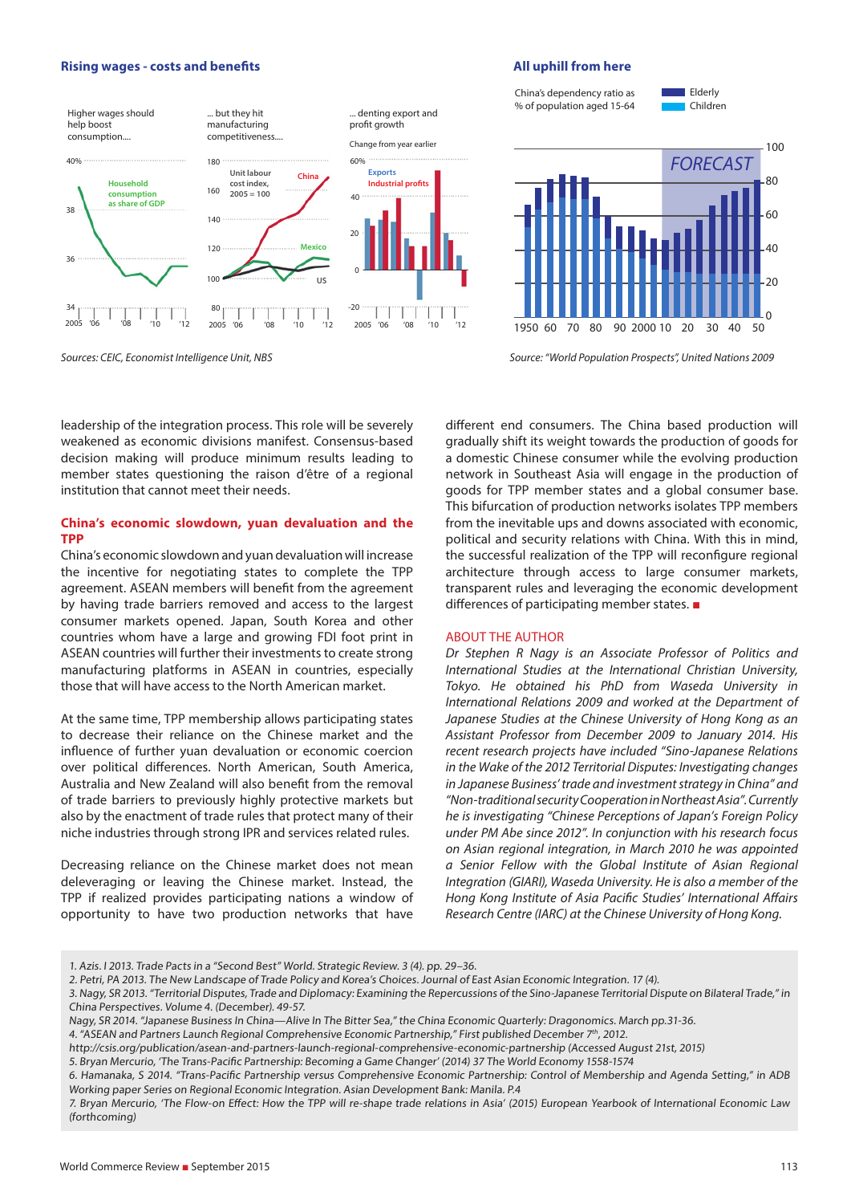## Rising wages - costs and benefits

Higher wages should help boost consumption....

40%
38
36
34

Household consumption as share of GDP

2005 '06 '08 '10 '12

... but they hit manufacturing competitiveness....

180
160
140
120
100
80

Unit labour cost index, 2005 = 100

China
Mexico
US

2005 '06 '08 '10 '12

... denting export and profit growth

Change from year earlier

60%
40
20
0
-20

Exports
Industrial profits

2005 '06 '08 '10 '12

Sources: CEIC, Economist Intelligence Unit, NBS

## All uphill from here

China's dependency ratio as % of population aged 15-64

Elderly
Children

FORECAST

100
80
60
40
20
0

1950 60 70 80 90 2000 10 20 30 40 50

Source: "World Population Prospects", United Nations 2009

leadership of the integration process. This role will be severely weakened as economic divisions manifest. Consensus-based decision making will produce minimum results leading to member states questioning the raison d'être of a regional institution that cannot meet their needs.

### China's economic slowdown, yuan devaluation and the TPP

China's economic slowdown and yuan devaluation will increase the incentive for negotiating states to complete the TPP agreement. ASEAN members will benefit from the agreement by having trade barriers removed and access to the largest consumer markets opened. Japan, South Korea and other countries whom have a large and growing FDI foot print in ASEAN countries will further their investments to create strong manufacturing platforms in ASEAN in countries, especially those that will have access to the North American market.

At the same time, TPP membership allows participating states to decrease their reliance on the Chinese market and the influence of further yuan devaluation or economic coercion over political differences. North American, South America, Australia and New Zealand will also benefit from the removal of trade barriers to previously highly protective markets but also by the enactment of trade rules that protect many of their niche industries through strong IPR and services related rules.

Decreasing reliance on the Chinese market does not mean deleveraging or leaving the Chinese market. Instead, the TPP if realized provides participating nations a window of opportunity to have two production networks that have different end consumers. The China based production will gradually shift its weight towards the production of goods for a domestic Chinese consumer while the evolving production network in Southeast Asia will engage in the production of goods for TPP member states and a global consumer base. This bifurcation of production networks isolates TPP members from the inevitable ups and downs associated with economic, political and security relations with China. With this in mind, the successful realization of the TPP will reconfigure regional architecture through access to large consumer markets, transparent rules and leveraging the economic development differences of participating member states. ■

### ABOUT THE AUTHOR

*Dr Stephen R Nagy is an Associate Professor of Politics and International Studies at the International Christian University, Tokyo. He obtained his PhD from Waseda University in International Relations 2009 and worked at the Department of Japanese Studies at the Chinese University of Hong Kong as an Assistant Professor from December 2009 to January 2014. His recent research projects have included "Sino-Japanese Relations in the Wake of the 2012 Territorial Disputes: Investigating changes in Japanese Business' trade and investment strategy in China" and "Non-traditional security Cooperation in Northeast Asia". Currently he is investigating "Chinese Perceptions of Japan's Foreign Policy under PM Abe since 2012". In conjunction with his research focus on Asian regional integration, in March 2010 he was appointed a Senior Fellow with the Global Institute of Asian Regional Integration (GIARI), Waseda University. He is also a member of the Hong Kong Institute of Asia Pacific Studies' International Affairs Research Centre (IARC) at the Chinese University of Hong Kong.*

1. Azis. I 2013. Trade Pacts in a "Second Best" World. Strategic Review. 3 (4). pp. 29–36.
2. Petri, PA 2013. The New Landscape of Trade Policy and Korea's Choices. Journal of East Asian Economic Integration. 17 (4).
3. Nagy, SR 2013. "Territorial Disputes, Trade and Diplomacy: Examining the Repercussions of the Sino-Japanese Territorial Dispute on Bilateral Trade," in China Perspectives. Volume 4. (December). 49-57.
Nagy, SR 2014. "Japanese Business In China—Alive In The Bitter Sea," the China Economic Quarterly: Dragonomics. March pp.31-36.
4. "ASEAN and Partners Launch Regional Comprehensive Economic Partnership," First published December 7th, 2012. http://csis.org/publication/asean-and-partners-launch-regional-comprehensive-economic-partnership (Accessed August 21st, 2015)
5. Bryan Mercurio, 'The Trans-Pacific Partnership: Becoming a Game Changer' (2014) 37 The World Economy 1558-1574
6. Hamanaka, S 2014. "Trans-Pacific Partnership versus Comprehensive Economic Partnership: Control of Membership and Agenda Setting," in ADB Working paper Series on Regional Economic Integration. Asian Development Bank: Manila. P.4
7. Bryan Mercurio, 'The Flow-on Effect: How the TPP will re-shape trade relations in Asia' (2015) European Yearbook of International Economic Law (forthcoming)